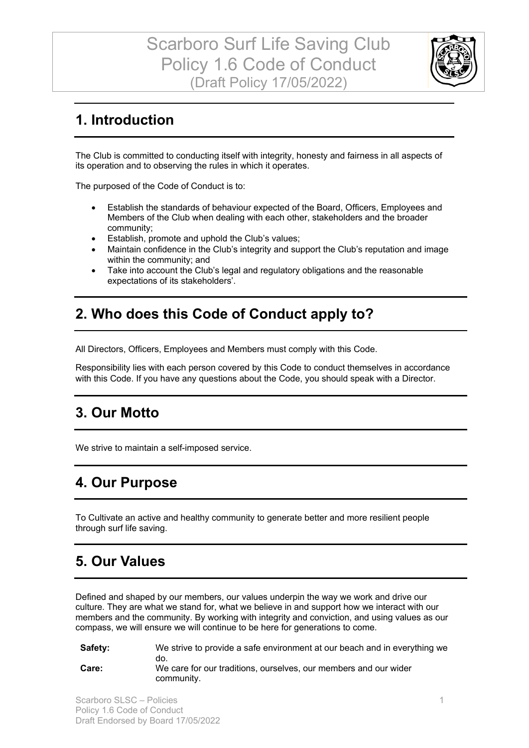# Scarboro Surf Life Saving Club
# Policy 1.6 Code of Conduct
(Draft Policy 17/05/2022)

## 1. Introduction

The Club is committed to conducting itself with integrity, honesty and fairness in all aspects of its operation and to observing the rules in which it operates.

The purposed of the Code of Conduct is to:

- Establish the standards of behaviour expected of the Board, Officers, Employees and Members of the Club when dealing with each other, stakeholders and the broader community;
- Establish, promote and uphold the Club's values;
- Maintain confidence in the Club's integrity and support the Club's reputation and image within the community; and
- Take into account the Club's legal and regulatory obligations and the reasonable expectations of its stakeholders'.

## 2. Who does this Code of Conduct apply to?

All Directors, Officers, Employees and Members must comply with this Code.

Responsibility lies with each person covered by this Code to conduct themselves in accordance with this Code. If you have any questions about the Code, you should speak with a Director.

## 3. Our Motto

We strive to maintain a self-imposed service.

## 4. Our Purpose

To Cultivate an active and healthy community to generate better and more resilient people through surf life saving.

## 5. Our Values

Defined and shaped by our members, our values underpin the way we work and drive our culture. They are what we stand for, what we believe in and support how we interact with our members and the community. By working with integrity and conviction, and using values as our compass, we will ensure we will continue to be here for generations to come.

**Safety:** We strive to provide a safe environment at our beach and in everything we do.

**Care:** We care for our traditions, ourselves, our members and our wider community.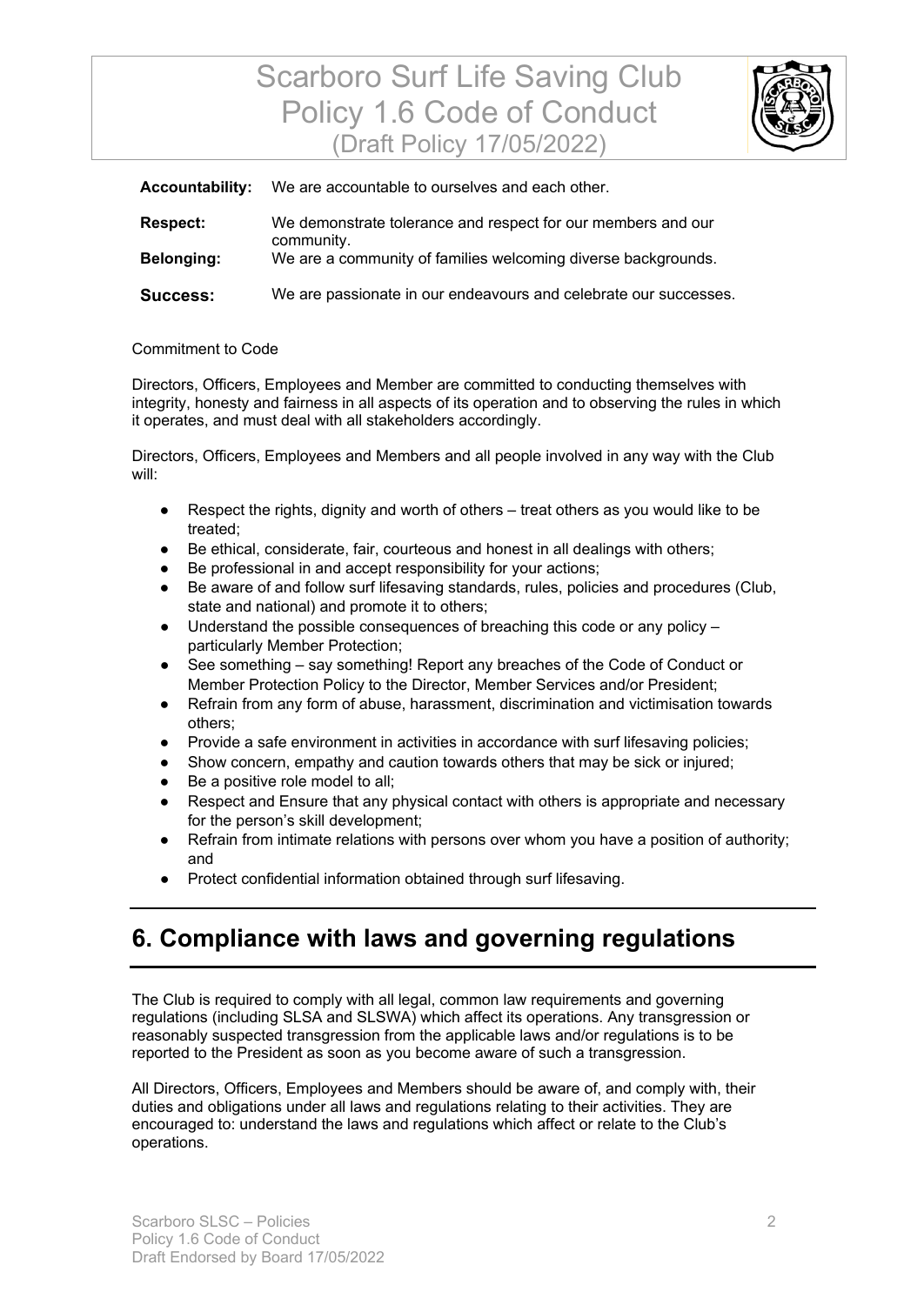**Accountability:** We are accountable to ourselves and each other.

**Respect:** We demonstrate tolerance and respect for our members and our community.

**Belonging:** We are a community of families welcoming diverse backgrounds.

**Success:** We are passionate in our endeavours and celebrate our successes.

Commitment to Code

Directors, Officers, Employees and Member are committed to conducting themselves with integrity, honesty and fairness in all aspects of its operation and to observing the rules in which it operates, and must deal with all stakeholders accordingly.

Directors, Officers, Employees and Members and all people involved in any way with the Club will:

- Respect the rights, dignity and worth of others – treat others as you would like to be treated;
- Be ethical, considerate, fair, courteous and honest in all dealings with others;
- Be professional in and accept responsibility for your actions;
- Be aware of and follow surf lifesaving standards, rules, policies and procedures (Club, state and national) and promote it to others;
- Understand the possible consequences of breaching this code or any policy – particularly Member Protection;
- See something – say something! Report any breaches of the Code of Conduct or Member Protection Policy to the Director, Member Services and/or President;
- Refrain from any form of abuse, harassment, discrimination and victimisation towards others;
- Provide a safe environment in activities in accordance with surf lifesaving policies;
- Show concern, empathy and caution towards others that may be sick or injured;
- Be a positive role model to all;
- Respect and Ensure that any physical contact with others is appropriate and necessary for the person's skill development;
- Refrain from intimate relations with persons over whom you have a position of authority; and
- Protect confidential information obtained through surf lifesaving.

## 6. Compliance with laws and governing regulations

The Club is required to comply with all legal, common law requirements and governing regulations (including SLSA and SLSWA) which affect its operations. Any transgression or reasonably suspected transgression from the applicable laws and/or regulations is to be reported to the President as soon as you become aware of such a transgression.

All Directors, Officers, Employees and Members should be aware of, and comply with, their duties and obligations under all laws and regulations relating to their activities. They are encouraged to: understand the laws and regulations which affect or relate to the Club's operations.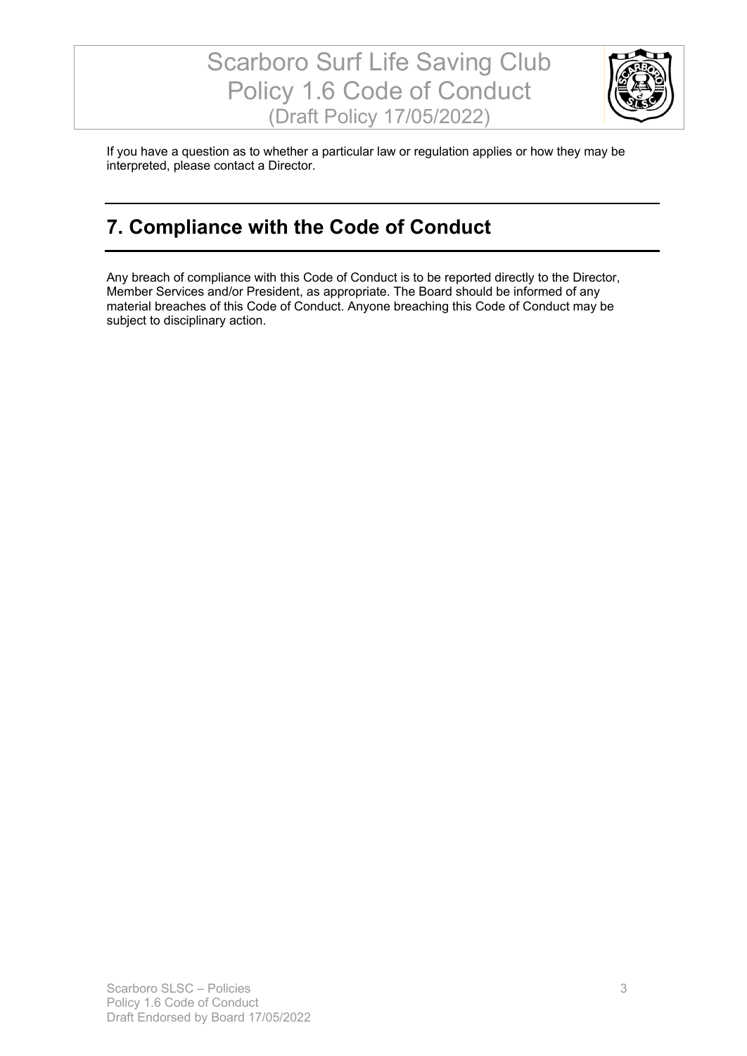If you have a question as to whether a particular law or regulation applies or how they may be interpreted, please contact a Director.

## 7. Compliance with the Code of Conduct

Any breach of compliance with this Code of Conduct is to be reported directly to the Director, Member Services and/or President, as appropriate. The Board should be informed of any material breaches of this Code of Conduct. Anyone breaching this Code of Conduct may be subject to disciplinary action.